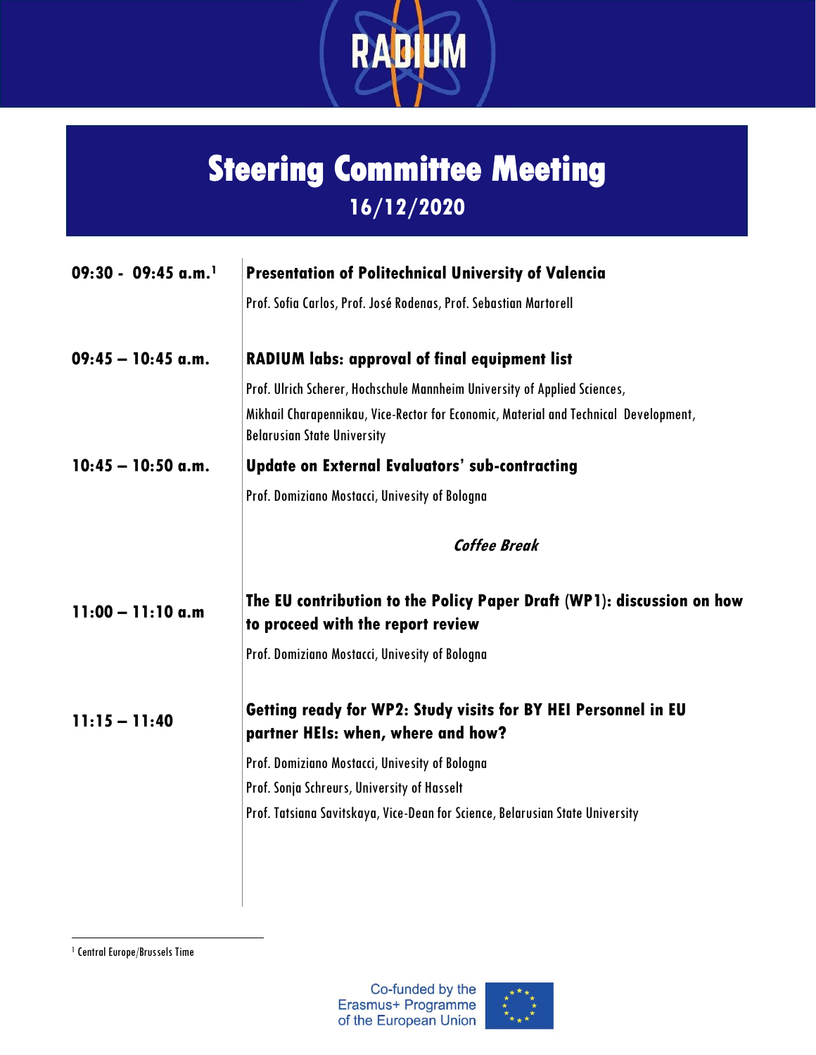RADIUM

# Steering Committee Meeting

## 16/12/2020

| | |
|---|---|
| **09:30 - 09:45 a.m.[1]** | **Presentation of Politechnical University of Valencia**<br>Prof. Sofia Carlos, Prof. José Rodenas, Prof. Sebastian Martorell |
| **09:45 – 10:45 a.m.** | **RADIUM labs: approval of final equipment list**<br>Prof. Ulrich Scherer, Hochschule Mannheim University of Applied Sciences,<br>Mikhail Charapennikau, Vice-Rector for Economic, Material and Technical Development, Belarusian State University |
| **10:45 – 10:50 a.m.** | **Update on External Evaluators' sub-contracting**<br>Prof. Domiziano Mostacci, Univesity of Bologna |
| | ***Coffee Break*** |
| **11:00 – 11:10 a.m** | **The EU contribution to the Policy Paper Draft (WP1): discussion on how to proceed with the report review**<br>Prof. Domiziano Mostacci, Univesity of Bologna |
| **11:15 – 11:40** | **Getting ready for WP2: Study visits for BY HEI Personnel in EU partner HEIs: when, where and how?**<br>Prof. Domiziano Mostacci, Univesity of Bologna<br>Prof. Sonja Schreurs, University of Hasselt<br>Prof. Tatsiana Savitskaya, Vice-Dean for Science, Belarusian State University |

[1] Central Europe/Brussels Time

Co-funded by the Erasmus+ Programme of the European Union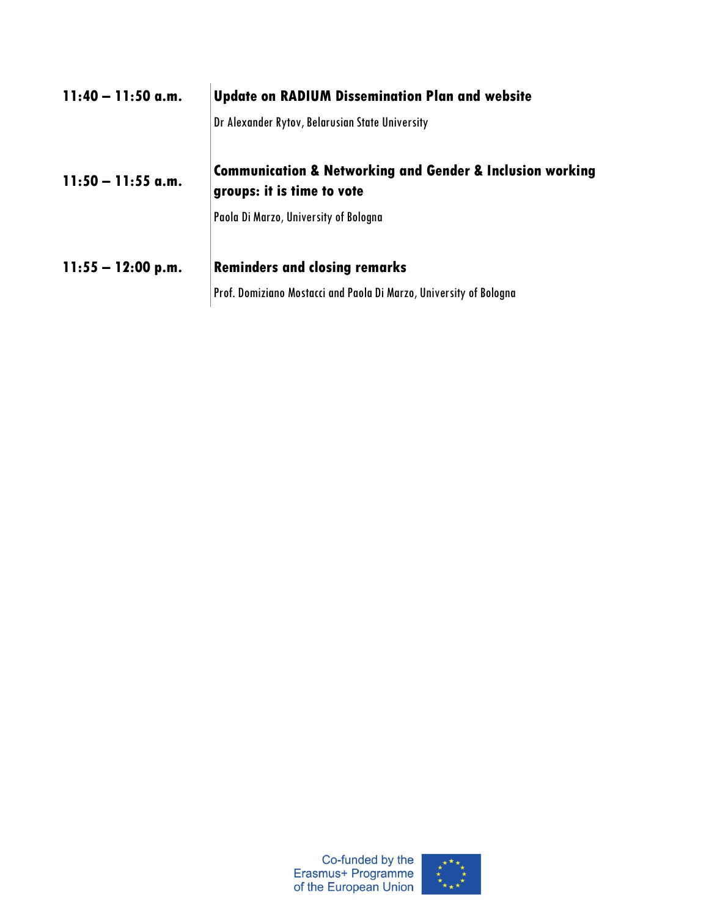| | |
|---|---|
| **11:40 – 11:50 a.m.** | **Update on RADIUM Dissemination Plan and website**<br>Dr Alexander Rytov, Belarusian State University |
| **11:50 – 11:55 a.m.** | **Communication & Networking and Gender & Inclusion working groups: it is time to vote**<br>Paola Di Marzo, University of Bologna |
| **11:55 – 12:00 p.m.** | **Reminders and closing remarks**<br>Prof. Domiziano Mostacci and Paola Di Marzo, University of Bologna |

Co-funded by the Erasmus+ Programme of the European Union